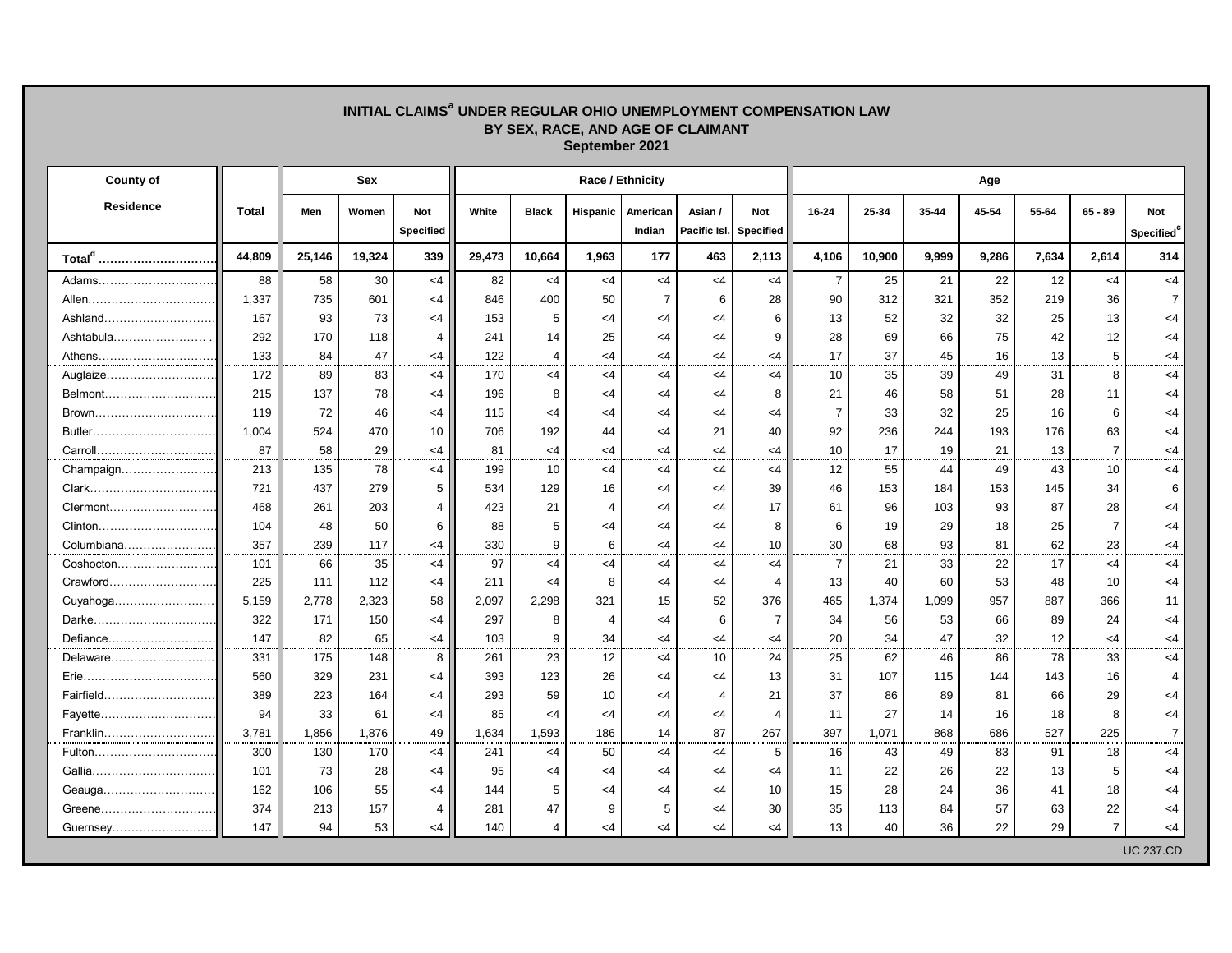# INITIAL CLAIMS[a] UNDER REGULAR OHIO UNEMPLOYMENT COMPENSATION LAW
## BY SEX, RACE, AND AGE OF CLAIMANT
### September 2021

| County of Residence | Total | Sex | | | Race / Ethnicity | | | | | | Age | | | | | | |
|---|---|---|---|---|---|---|---|---|---|---|---|---|---|---|---|---|---|
| | | Men | Women | Not Specified | White | Black | Hispanic | American Indian | Asian / Pacific Isl. | Not Specified | 16-24 | 25-34 | 35-44 | 45-54 | 55-64 | 65 - 89 | Not Specified[c] |
| **Total[d]** | **44,809** | **25,146** | **19,324** | **339** | **29,473** | **10,664** | **1,963** | **177** | **463** | **2,113** | **4,106** | **10,900** | **9,999** | **9,286** | **7,634** | **2,614** | **314** |
| Adams | 88 | 58 | 30 | <4 | 82 | <4 | <4 | <4 | <4 | <4 | 7 | 25 | 21 | 22 | 12 | <4 | <4 |
| Allen | 1,337 | 735 | 601 | <4 | 846 | 400 | 50 | 7 | 6 | 28 | 90 | 312 | 321 | 352 | 219 | 36 | 7 |
| Ashland | 167 | 93 | 73 | <4 | 153 | 5 | <4 | <4 | <4 | 6 | 13 | 52 | 32 | 32 | 25 | 13 | <4 |
| Ashtabula | 292 | 170 | 118 | 4 | 241 | 14 | 25 | <4 | <4 | 9 | 28 | 69 | 66 | 75 | 42 | 12 | <4 |
| Athens | 133 | 84 | 47 | <4 | 122 | 4 | <4 | <4 | <4 | <4 | 17 | 37 | 45 | 16 | 13 | 5 | <4 |
| Auglaize | 172 | 89 | 83 | <4 | 170 | <4 | <4 | <4 | <4 | <4 | 10 | 35 | 39 | 49 | 31 | 8 | <4 |
| Belmont | 215 | 137 | 78 | <4 | 196 | 8 | <4 | <4 | <4 | 8 | 21 | 46 | 58 | 51 | 28 | 11 | <4 |
| Brown | 119 | 72 | 46 | <4 | 115 | <4 | <4 | <4 | <4 | <4 | 7 | 33 | 32 | 25 | 16 | 6 | <4 |
| Butler | 1,004 | 524 | 470 | 10 | 706 | 192 | 44 | <4 | 21 | 40 | 92 | 236 | 244 | 193 | 176 | 63 | <4 |
| Carroll | 87 | 58 | 29 | <4 | 81 | <4 | <4 | <4 | <4 | <4 | 10 | 17 | 19 | 21 | 13 | 7 | <4 |
| Champaign | 213 | 135 | 78 | <4 | 199 | 10 | <4 | <4 | <4 | <4 | 12 | 55 | 44 | 49 | 43 | 10 | <4 |
| Clark | 721 | 437 | 279 | 5 | 534 | 129 | 16 | <4 | <4 | 39 | 46 | 153 | 184 | 153 | 145 | 34 | 6 |
| Clermont | 468 | 261 | 203 | 4 | 423 | 21 | 4 | <4 | <4 | 17 | 61 | 96 | 103 | 93 | 87 | 28 | <4 |
| Clinton | 104 | 48 | 50 | 6 | 88 | 5 | <4 | <4 | <4 | 8 | 6 | 19 | 29 | 18 | 25 | 7 | <4 |
| Columbiana | 357 | 239 | 117 | <4 | 330 | 9 | 6 | <4 | <4 | 10 | 30 | 68 | 93 | 81 | 62 | 23 | <4 |
| Coshocton | 101 | 66 | 35 | <4 | 97 | <4 | <4 | <4 | <4 | <4 | 7 | 21 | 33 | 22 | 17 | <4 | <4 |
| Crawford | 225 | 111 | 112 | <4 | 211 | <4 | 8 | <4 | <4 | 4 | 13 | 40 | 60 | 53 | 48 | 10 | <4 |
| Cuyahoga | 5,159 | 2,778 | 2,323 | 58 | 2,097 | 2,298 | 321 | 15 | 52 | 376 | 465 | 1,374 | 1,099 | 957 | 887 | 366 | 11 |
| Darke | 322 | 171 | 150 | <4 | 297 | 8 | 4 | <4 | 6 | 7 | 34 | 56 | 53 | 66 | 89 | 24 | <4 |
| Defiance | 147 | 82 | 65 | <4 | 103 | 9 | 34 | <4 | <4 | <4 | 20 | 34 | 47 | 32 | 12 | <4 | <4 |
| Delaware | 331 | 175 | 148 | 8 | 261 | 23 | 12 | <4 | 10 | 24 | 25 | 62 | 46 | 86 | 78 | 33 | <4 |
| Erie | 560 | 329 | 231 | <4 | 393 | 123 | 26 | <4 | <4 | 13 | 31 | 107 | 115 | 144 | 143 | 16 | 4 |
| Fairfield | 389 | 223 | 164 | <4 | 293 | 59 | 10 | <4 | 4 | 21 | 37 | 86 | 89 | 81 | 66 | 29 | <4 |
| Fayette | 94 | 33 | 61 | <4 | 85 | <4 | <4 | <4 | <4 | 4 | 11 | 27 | 14 | 16 | 18 | 8 | <4 |
| Franklin | 3,781 | 1,856 | 1,876 | 49 | 1,634 | 1,593 | 186 | 14 | 87 | 267 | 397 | 1,071 | 868 | 686 | 527 | 225 | 7 |
| Fulton | 300 | 130 | 170 | <4 | 241 | <4 | 50 | <4 | <4 | 5 | 16 | 43 | 49 | 83 | 91 | 18 | <4 |
| Gallia | 101 | 73 | 28 | <4 | 95 | <4 | <4 | <4 | <4 | <4 | 11 | 22 | 26 | 22 | 13 | 5 | <4 |
| Geauga | 162 | 106 | 55 | <4 | 144 | 5 | <4 | <4 | <4 | 10 | 15 | 28 | 24 | 36 | 41 | 18 | <4 |
| Greene | 374 | 213 | 157 | 4 | 281 | 47 | 9 | 5 | <4 | 30 | 35 | 113 | 84 | 57 | 63 | 22 | <4 |
| Guernsey | 147 | 94 | 53 | <4 | 140 | 4 | <4 | <4 | <4 | <4 | 13 | 40 | 36 | 22 | 29 | 7 | <4 |

UC 237.CD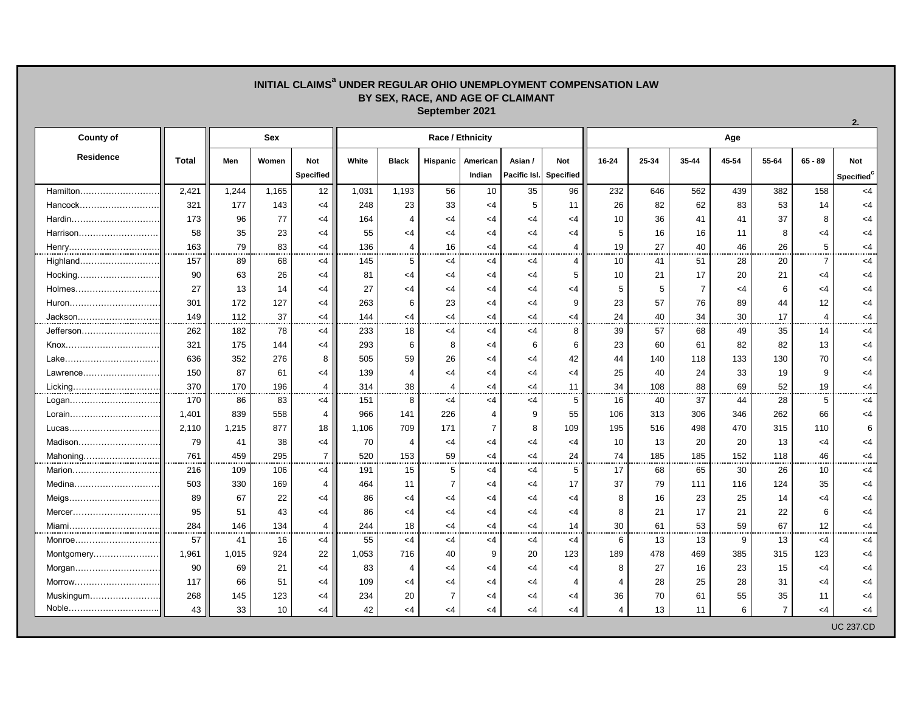# INITIAL CLAIMS[a] UNDER REGULAR OHIO UNEMPLOYMENT COMPENSATION LAW
## BY SEX, RACE, AND AGE OF CLAIMANT
### September 2021

2.

| County of Residence | Total | Sex | | | Race / Ethnicity | | | | | | Age | | | | | | |
|---|---|---|---|---|---|---|---|---|---|---|---|---|---|---|---|---|---|
| | | Men | Women | Not Specified | White | Black | Hispanic | American Indian | Asian / Pacific Isl. | Not Specified | 16-24 | 25-34 | 35-44 | 45-54 | 55-64 | 65 - 89 | Not Specified[c] |
| Hamilton | 2,421 | 1,244 | 1,165 | 12 | 1,031 | 1,193 | 56 | 10 | 35 | 96 | 232 | 646 | 562 | 439 | 382 | 158 | <4 |
| Hancock | 321 | 177 | 143 | <4 | 248 | 23 | 33 | <4 | 5 | 11 | 26 | 82 | 62 | 83 | 53 | 14 | <4 |
| Hardin | 173 | 96 | 77 | <4 | 164 | 4 | <4 | <4 | <4 | <4 | 10 | 36 | 41 | 41 | 37 | 8 | <4 |
| Harrison | 58 | 35 | 23 | <4 | 55 | <4 | <4 | <4 | <4 | <4 | 5 | 16 | 16 | 11 | 8 | <4 | <4 |
| Henry | 163 | 79 | 83 | <4 | 136 | 4 | 16 | <4 | <4 | 4 | 19 | 27 | 40 | 46 | 26 | 5 | <4 |
| Highland | 157 | 89 | 68 | <4 | 145 | 5 | <4 | <4 | <4 | 4 | 10 | 41 | 51 | 28 | 20 | 7 | <4 |
| Hocking | 90 | 63 | 26 | <4 | 81 | <4 | <4 | <4 | <4 | 5 | 10 | 21 | 17 | 20 | 21 | <4 | <4 |
| Holmes | 27 | 13 | 14 | <4 | 27 | <4 | <4 | <4 | <4 | <4 | 5 | 5 | 7 | <4 | 6 | <4 | <4 |
| Huron | 301 | 172 | 127 | <4 | 263 | 6 | 23 | <4 | <4 | 9 | 23 | 57 | 76 | 89 | 44 | 12 | <4 |
| Jackson | 149 | 112 | 37 | <4 | 144 | <4 | <4 | <4 | <4 | <4 | 24 | 40 | 34 | 30 | 17 | 4 | <4 |
| Jefferson | 262 | 182 | 78 | <4 | 233 | 18 | <4 | <4 | <4 | 8 | 39 | 57 | 68 | 49 | 35 | 14 | <4 |
| Knox | 321 | 175 | 144 | <4 | 293 | 6 | 8 | <4 | 6 | 6 | 23 | 60 | 61 | 82 | 82 | 13 | <4 |
| Lake | 636 | 352 | 276 | 8 | 505 | 59 | 26 | <4 | <4 | 42 | 44 | 140 | 118 | 133 | 130 | 70 | <4 |
| Lawrence | 150 | 87 | 61 | <4 | 139 | 4 | <4 | <4 | <4 | <4 | 25 | 40 | 24 | 33 | 19 | 9 | <4 |
| Licking | 370 | 170 | 196 | 4 | 314 | 38 | 4 | <4 | <4 | 11 | 34 | 108 | 88 | 69 | 52 | 19 | <4 |
| Logan | 170 | 86 | 83 | <4 | 151 | 8 | <4 | <4 | <4 | 5 | 16 | 40 | 37 | 44 | 28 | 5 | <4 |
| Lorain | 1,401 | 839 | 558 | 4 | 966 | 141 | 226 | 4 | 9 | 55 | 106 | 313 | 306 | 346 | 262 | 66 | <4 |
| Lucas | 2,110 | 1,215 | 877 | 18 | 1,106 | 709 | 171 | 7 | 8 | 109 | 195 | 516 | 498 | 470 | 315 | 110 | 6 |
| Madison | 79 | 41 | 38 | <4 | 70 | 4 | <4 | <4 | <4 | <4 | 10 | 13 | 20 | 20 | 13 | <4 | <4 |
| Mahoning | 761 | 459 | 295 | 7 | 520 | 153 | 59 | <4 | <4 | 24 | 74 | 185 | 185 | 152 | 118 | 46 | <4 |
| Marion | 216 | 109 | 106 | <4 | 191 | 15 | 5 | <4 | <4 | 5 | 17 | 68 | 65 | 30 | 26 | 10 | <4 |
| Medina | 503 | 330 | 169 | 4 | 464 | 11 | 7 | <4 | <4 | 17 | 37 | 79 | 111 | 116 | 124 | 35 | <4 |
| Meigs | 89 | 67 | 22 | <4 | 86 | <4 | <4 | <4 | <4 | <4 | 8 | 16 | 23 | 25 | 14 | <4 | <4 |
| Mercer | 95 | 51 | 43 | <4 | 86 | <4 | <4 | <4 | <4 | <4 | 8 | 21 | 17 | 21 | 22 | 6 | <4 |
| Miami | 284 | 146 | 134 | 4 | 244 | 18 | <4 | <4 | <4 | 14 | 30 | 61 | 53 | 59 | 67 | 12 | <4 |
| Monroe | 57 | 41 | 16 | <4 | 55 | <4 | <4 | <4 | <4 | <4 | 6 | 13 | 13 | 9 | 13 | <4 | <4 |
| Montgomery | 1,961 | 1,015 | 924 | 22 | 1,053 | 716 | 40 | 9 | 20 | 123 | 189 | 478 | 469 | 385 | 315 | 123 | <4 |
| Morgan | 90 | 69 | 21 | <4 | 83 | 4 | <4 | <4 | <4 | <4 | 8 | 27 | 16 | 23 | 15 | <4 | <4 |
| Morrow | 117 | 66 | 51 | <4 | 109 | <4 | <4 | <4 | <4 | 4 | 4 | 28 | 25 | 28 | 31 | <4 | <4 |
| Muskingum | 268 | 145 | 123 | <4 | 234 | 20 | 7 | <4 | <4 | <4 | 36 | 70 | 61 | 55 | 35 | 11 | <4 |
| Noble | 43 | 33 | 10 | <4 | 42 | <4 | <4 | <4 | <4 | <4 | 4 | 13 | 11 | 6 | 7 | <4 | <4 |

UC 237.CD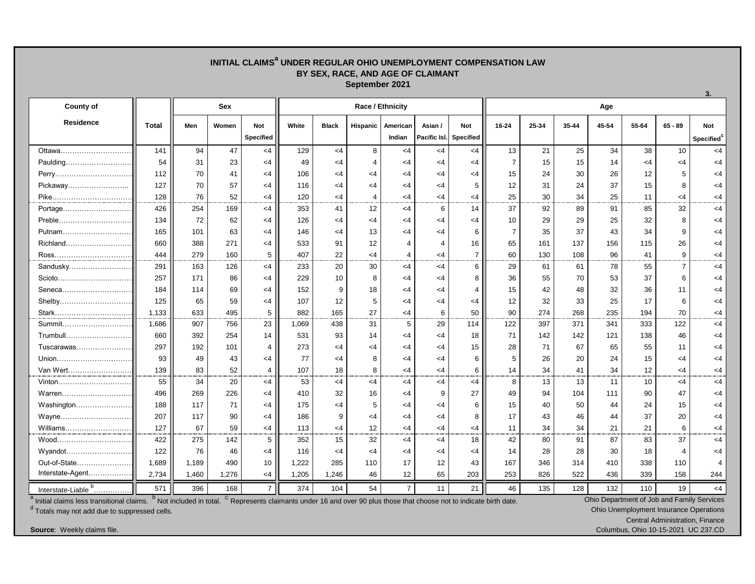# INITIAL CLAIMS[a] UNDER REGULAR OHIO UNEMPLOYMENT COMPENSATION LAW
## BY SEX, RACE, AND AGE OF CLAIMANT
### September 2021

3.

| County of Residence | Total | Sex | | | Race / Ethnicity | | | | | | Age | | | | | | |
|---|---|---|---|---|---|---|---|---|---|---|---|---|---|---|---|---|---|
| | | Men | Women | Not Specified | White | Black | Hispanic | American Indian | Asian / Pacific Isl. | Not Specified | 16-24 | 25-34 | 35-44 | 45-54 | 55-64 | 65 - 89 | Not Specified[c] |
| Ottawa | 141 | 94 | 47 | <4 | 129 | <4 | 8 | <4 | <4 | <4 | 13 | 21 | 25 | 34 | 38 | 10 | <4 |
| Paulding | 54 | 31 | 23 | <4 | 49 | <4 | 4 | <4 | <4 | <4 | 7 | 15 | 15 | 14 | <4 | <4 | <4 |
| Perry | 112 | 70 | 41 | <4 | 106 | <4 | <4 | <4 | <4 | <4 | 15 | 24 | 30 | 26 | 12 | 5 | <4 |
| Pickaway | 127 | 70 | 57 | <4 | 116 | <4 | <4 | <4 | <4 | 5 | 12 | 31 | 24 | 37 | 15 | 8 | <4 |
| Pike | 128 | 76 | 52 | <4 | 120 | <4 | 4 | <4 | <4 | <4 | 25 | 30 | 34 | 25 | 11 | <4 | <4 |
| Portage | 426 | 254 | 169 | <4 | 353 | 41 | 12 | <4 | 6 | 14 | 37 | 92 | 89 | 91 | 85 | 32 | <4 |
| Preble | 134 | 72 | 62 | <4 | 126 | <4 | <4 | <4 | <4 | <4 | 10 | 29 | 29 | 25 | 32 | 8 | <4 |
| Putnam | 165 | 101 | 63 | <4 | 146 | <4 | 13 | <4 | <4 | 6 | 7 | 35 | 37 | 43 | 34 | 9 | <4 |
| Richland | 660 | 388 | 271 | <4 | 533 | 91 | 12 | 4 | 4 | 16 | 65 | 161 | 137 | 156 | 115 | 26 | <4 |
| Ross | 444 | 279 | 160 | 5 | 407 | 22 | <4 | 4 | <4 | 7 | 60 | 130 | 108 | 96 | 41 | 9 | <4 |
| Sandusky | 291 | 163 | 126 | <4 | 233 | 20 | 30 | <4 | <4 | 6 | 29 | 61 | 61 | 78 | 55 | 7 | <4 |
| Scioto | 257 | 171 | 86 | <4 | 229 | 10 | 8 | <4 | <4 | 8 | 36 | 55 | 70 | 53 | 37 | 6 | <4 |
| Seneca | 184 | 114 | 69 | <4 | 152 | 9 | 18 | <4 | <4 | 4 | 15 | 42 | 48 | 32 | 36 | 11 | <4 |
| Shelby | 125 | 65 | 59 | <4 | 107 | 12 | 5 | <4 | <4 | <4 | 12 | 32 | 33 | 25 | 17 | 6 | <4 |
| Stark | 1,133 | 633 | 495 | 5 | 882 | 165 | 27 | <4 | 6 | 50 | 90 | 274 | 268 | 235 | 194 | 70 | <4 |
| Summit | 1,686 | 907 | 756 | 23 | 1,069 | 438 | 31 | 5 | 29 | 114 | 122 | 397 | 371 | 341 | 333 | 122 | <4 |
| Trumbull | 660 | 392 | 254 | 14 | 531 | 93 | 14 | <4 | <4 | 18 | 71 | 142 | 142 | 121 | 138 | 46 | <4 |
| Tuscarawas | 297 | 192 | 101 | 4 | 273 | <4 | <4 | <4 | <4 | 15 | 28 | 71 | 67 | 65 | 55 | 11 | <4 |
| Union | 93 | 49 | 43 | <4 | 77 | <4 | 8 | <4 | <4 | 6 | 5 | 26 | 20 | 24 | 15 | <4 | <4 |
| Van Wert | 139 | 83 | 52 | 4 | 107 | 18 | 8 | <4 | <4 | 6 | 14 | 34 | 41 | 34 | 12 | <4 | <4 |
| Vinton | 55 | 34 | 20 | <4 | 53 | <4 | <4 | <4 | <4 | <4 | 8 | 13 | 13 | 11 | 10 | <4 | <4 |
| Warren | 496 | 269 | 226 | <4 | 410 | 32 | 16 | <4 | 9 | 27 | 49 | 94 | 104 | 111 | 90 | 47 | <4 |
| Washington | 188 | 117 | 71 | <4 | 175 | <4 | 5 | <4 | <4 | 6 | 15 | 40 | 50 | 44 | 24 | 15 | <4 |
| Wayne | 207 | 117 | 90 | <4 | 186 | 9 | <4 | <4 | <4 | 8 | 17 | 43 | 46 | 44 | 37 | 20 | <4 |
| Williams | 127 | 67 | 59 | <4 | 113 | <4 | 12 | <4 | <4 | <4 | 11 | 34 | 34 | 21 | 21 | 6 | <4 |
| Wood | 422 | 275 | 142 | 5 | 352 | 15 | 32 | <4 | <4 | 18 | 42 | 80 | 91 | 87 | 83 | 37 | <4 |
| Wyandot | 122 | 76 | 46 | <4 | 116 | <4 | <4 | <4 | <4 | <4 | 14 | 28 | 28 | 30 | 18 | 4 | <4 |
| Out-of-State | 1,689 | 1,189 | 490 | 10 | 1,222 | 285 | 110 | 17 | 12 | 43 | 167 | 346 | 314 | 410 | 338 | 110 | 4 |
| Interstate-Agent | 2,734 | 1,460 | 1,276 | <4 | 1,205 | 1,246 | 46 | 12 | 65 | 203 | 253 | 826 | 522 | 436 | 339 | 158 | 244 |
| Interstate-Liable[b] | 571 | 396 | 168 | 7 | 374 | 104 | 54 | 7 | 11 | 21 | 46 | 135 | 128 | 132 | 110 | 19 | <4 |

[a] Initial claims less transitional claims. [b] Not included in total. [c] Represents claimants under 16 and over 90 plus those that choose not to indicate birth date.
[d] Totals may not add due to suppressed cells.

**Source**: Weekly claims file.

Ohio Department of Job and Family Services
Ohio Unemployment Insurance Operations
Central Administration, Finance
Columbus, Ohio 10-15-2021 UC 237.CD